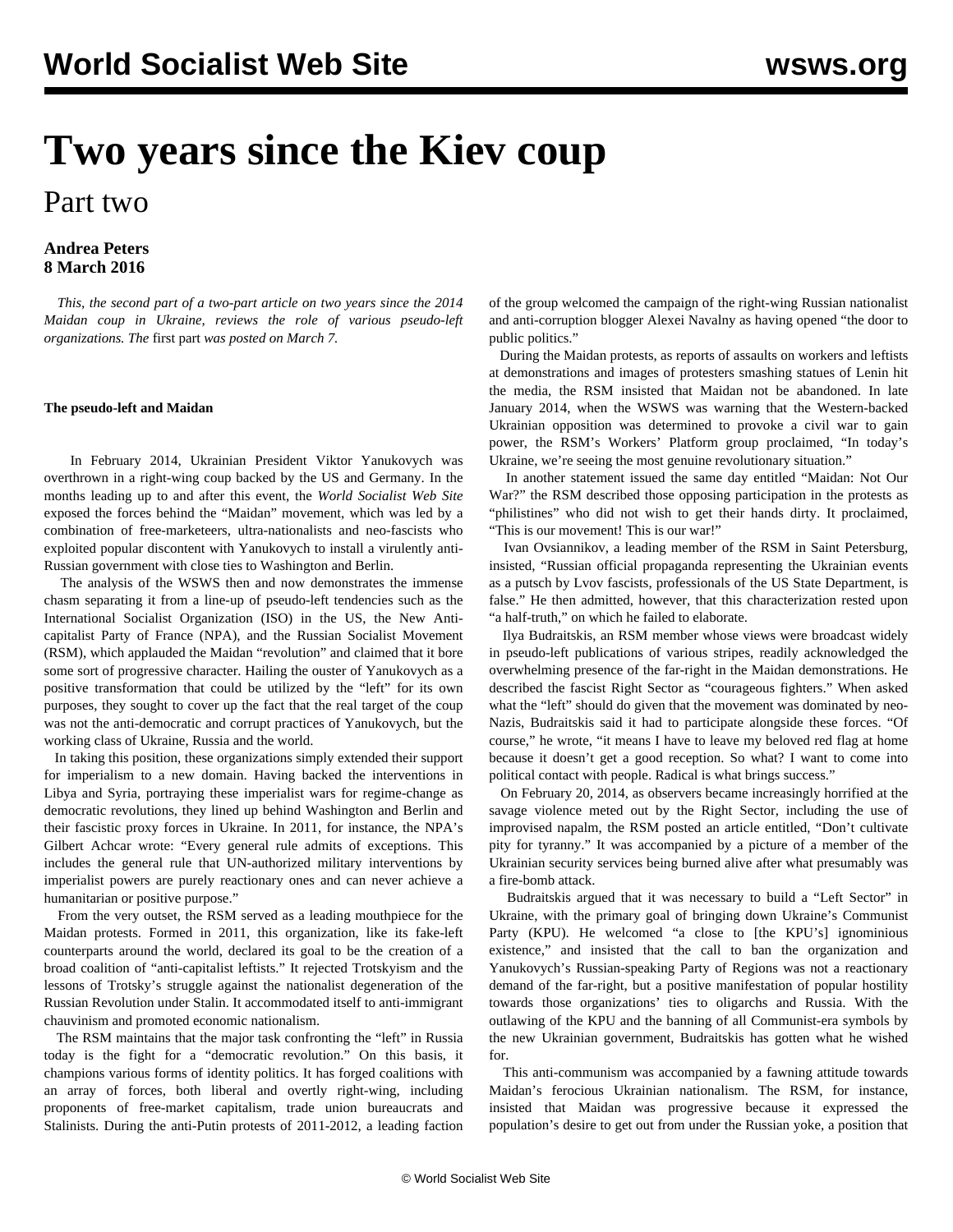# Two years since the Kiev coup

## Part two

**Andrea Peters**
**8 March 2016**

*This, the second part of a two-part article on two years since the 2014 Maidan coup in Ukraine, reviews the role of various pseudo-left organizations. The* first part *was posted on March 7.*

**The pseudo-left and Maidan**

In February 2014, Ukrainian President Viktor Yanukovych was overthrown in a right-wing coup backed by the US and Germany. In the months leading up to and after this event, the *World Socialist Web Site* exposed the forces behind the "Maidan" movement, which was led by a combination of free-marketeers, ultra-nationalists and neo-fascists who exploited popular discontent with Yanukovych to install a virulently anti-Russian government with close ties to Washington and Berlin.

The analysis of the WSWS then and now demonstrates the immense chasm separating it from a line-up of pseudo-left tendencies such as the International Socialist Organization (ISO) in the US, the New Anti-capitalist Party of France (NPA), and the Russian Socialist Movement (RSM), which applauded the Maidan "revolution" and claimed that it bore some sort of progressive character. Hailing the ouster of Yanukovych as a positive transformation that could be utilized by the "left" for its own purposes, they sought to cover up the fact that the real target of the coup was not the anti-democratic and corrupt practices of Yanukovych, but the working class of Ukraine, Russia and the world.

In taking this position, these organizations simply extended their support for imperialism to a new domain. Having backed the interventions in Libya and Syria, portraying these imperialist wars for regime-change as democratic revolutions, they lined up behind Washington and Berlin and their fascistic proxy forces in Ukraine. In 2011, for instance, the NPA's Gilbert Achcar wrote: "Every general rule admits of exceptions. This includes the general rule that UN-authorized military interventions by imperialist powers are purely reactionary ones and can never achieve a humanitarian or positive purpose."

From the very outset, the RSM served as a leading mouthpiece for the Maidan protests. Formed in 2011, this organization, like its fake-left counterparts around the world, declared its goal to be the creation of a broad coalition of "anti-capitalist leftists." It rejected Trotskyism and the lessons of Trotsky's struggle against the nationalist degeneration of the Russian Revolution under Stalin. It accommodated itself to anti-immigrant chauvinism and promoted economic nationalism.

The RSM maintains that the major task confronting the "left" in Russia today is the fight for a "democratic revolution." On this basis, it champions various forms of identity politics. It has forged coalitions with an array of forces, both liberal and overtly right-wing, including proponents of free-market capitalism, trade union bureaucrats and Stalinists. During the anti-Putin protests of 2011-2012, a leading faction of the group welcomed the campaign of the right-wing Russian nationalist and anti-corruption blogger Alexei Navalny as having opened "the door to public politics."

During the Maidan protests, as reports of assaults on workers and leftists at demonstrations and images of protesters smashing statues of Lenin hit the media, the RSM insisted that Maidan not be abandoned. In late January 2014, when the WSWS was warning that the Western-backed Ukrainian opposition was determined to provoke a civil war to gain power, the RSM's Workers' Platform group proclaimed, "In today's Ukraine, we're seeing the most genuine revolutionary situation."

In another statement issued the same day entitled "Maidan: Not Our War?" the RSM described those opposing participation in the protests as "philistines" who did not wish to get their hands dirty. It proclaimed, "This is our movement! This is our war!"

Ivan Ovsiannikov, a leading member of the RSM in Saint Petersburg, insisted, "Russian official propaganda representing the Ukrainian events as a putsch by Lvov fascists, professionals of the US State Department, is false." He then admitted, however, that this characterization rested upon "a half-truth," on which he failed to elaborate.

Ilya Budraitskis, an RSM member whose views were broadcast widely in pseudo-left publications of various stripes, readily acknowledged the overwhelming presence of the far-right in the Maidan demonstrations. He described the fascist Right Sector as "courageous fighters." When asked what the "left" should do given that the movement was dominated by neo-Nazis, Budraitskis said it had to participate alongside these forces. "Of course," he wrote, "it means I have to leave my beloved red flag at home because it doesn't get a good reception. So what? I want to come into political contact with people. Radical is what brings success."

On February 20, 2014, as observers became increasingly horrified at the savage violence meted out by the Right Sector, including the use of improvised napalm, the RSM posted an article entitled, "Don't cultivate pity for tyranny." It was accompanied by a picture of a member of the Ukrainian security services being burned alive after what presumably was a fire-bomb attack.

Budraitskis argued that it was necessary to build a "Left Sector" in Ukraine, with the primary goal of bringing down Ukraine's Communist Party (KPU). He welcomed "a close to [the KPU's] ignominious existence," and insisted that the call to ban the organization and Yanukovych's Russian-speaking Party of Regions was not a reactionary demand of the far-right, but a positive manifestation of popular hostility towards those organizations' ties to oligarchs and Russia. With the outlawing of the KPU and the banning of all Communist-era symbols by the new Ukrainian government, Budraitskis has gotten what he wished for.

This anti-communism was accompanied by a fawning attitude towards Maidan's ferocious Ukrainian nationalism. The RSM, for instance, insisted that Maidan was progressive because it expressed the population's desire to get out from under the Russian yoke, a position that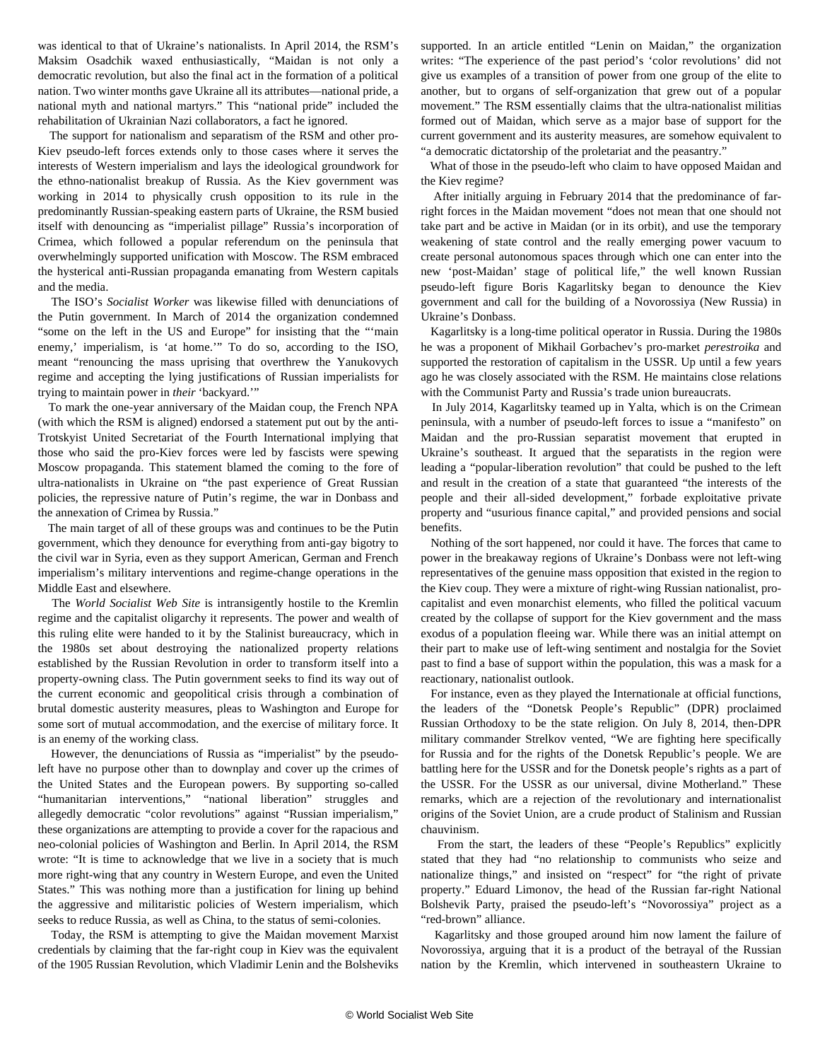was identical to that of Ukraine's nationalists. In April 2014, the RSM's Maksim Osadchik waxed enthusiastically, "Maidan is not only a democratic revolution, but also the final act in the formation of a political nation. Two winter months gave Ukraine all its attributes—national pride, a national myth and national martyrs." This "national pride" included the rehabilitation of Ukrainian Nazi collaborators, a fact he ignored.

The support for nationalism and separatism of the RSM and other pro-Kiev pseudo-left forces extends only to those cases where it serves the interests of Western imperialism and lays the ideological groundwork for the ethno-nationalist breakup of Russia. As the Kiev government was working in 2014 to physically crush opposition to its rule in the predominantly Russian-speaking eastern parts of Ukraine, the RSM busied itself with denouncing as "imperialist pillage" Russia's incorporation of Crimea, which followed a popular referendum on the peninsula that overwhelmingly supported unification with Moscow. The RSM embraced the hysterical anti-Russian propaganda emanating from Western capitals and the media.

The ISO's *Socialist Worker* was likewise filled with denunciations of the Putin government. In March of 2014 the organization condemned "some on the left in the US and Europe" for insisting that the "'main enemy,' imperialism, is 'at home.'" To do so, according to the ISO, meant "renouncing the mass uprising that overthrew the Yanukovych regime and accepting the lying justifications of Russian imperialists for trying to maintain power in *their* 'backyard.'"

To mark the one-year anniversary of the Maidan coup, the French NPA (with which the RSM is aligned) endorsed a statement put out by the anti-Trotskyist United Secretariat of the Fourth International implying that those who said the pro-Kiev forces were led by fascists were spewing Moscow propaganda. This statement blamed the coming to the fore of ultra-nationalists in Ukraine on "the past experience of Great Russian policies, the repressive nature of Putin's regime, the war in Donbass and the annexation of Crimea by Russia."

The main target of all of these groups was and continues to be the Putin government, which they denounce for everything from anti-gay bigotry to the civil war in Syria, even as they support American, German and French imperialism's military interventions and regime-change operations in the Middle East and elsewhere.

The *World Socialist Web Site* is intransigently hostile to the Kremlin regime and the capitalist oligarchy it represents. The power and wealth of this ruling elite were handed to it by the Stalinist bureaucracy, which in the 1980s set about destroying the nationalized property relations established by the Russian Revolution in order to transform itself into a property-owning class. The Putin government seeks to find its way out of the current economic and geopolitical crisis through a combination of brutal domestic austerity measures, pleas to Washington and Europe for some sort of mutual accommodation, and the exercise of military force. It is an enemy of the working class.

However, the denunciations of Russia as "imperialist" by the pseudo-left have no purpose other than to downplay and cover up the crimes of the United States and the European powers. By supporting so-called "humanitarian interventions," "national liberation" struggles and allegedly democratic "color revolutions" against "Russian imperialism," these organizations are attempting to provide a cover for the rapacious and neo-colonial policies of Washington and Berlin. In April 2014, the RSM wrote: "It is time to acknowledge that we live in a society that is much more right-wing that any country in Western Europe, and even the United States." This was nothing more than a justification for lining up behind the aggressive and militaristic policies of Western imperialism, which seeks to reduce Russia, as well as China, to the status of semi-colonies.

Today, the RSM is attempting to give the Maidan movement Marxist credentials by claiming that the far-right coup in Kiev was the equivalent of the 1905 Russian Revolution, which Vladimir Lenin and the Bolsheviks supported. In an article entitled "Lenin on Maidan," the organization writes: "The experience of the past period's 'color revolutions' did not give us examples of a transition of power from one group of the elite to another, but to organs of self-organization that grew out of a popular movement." The RSM essentially claims that the ultra-nationalist militias formed out of Maidan, which serve as a major base of support for the current government and its austerity measures, are somehow equivalent to "a democratic dictatorship of the proletariat and the peasantry."

What of those in the pseudo-left who claim to have opposed Maidan and the Kiev regime?

After initially arguing in February 2014 that the predominance of far-right forces in the Maidan movement "does not mean that one should not take part and be active in Maidan (or in its orbit), and use the temporary weakening of state control and the really emerging power vacuum to create personal autonomous spaces through which one can enter into the new 'post-Maidan' stage of political life," the well known Russian pseudo-left figure Boris Kagarlitsky began to denounce the Kiev government and call for the building of a Novorossiya (New Russia) in Ukraine's Donbass.

Kagarlitsky is a long-time political operator in Russia. During the 1980s he was a proponent of Mikhail Gorbachev's pro-market *perestroika* and supported the restoration of capitalism in the USSR. Up until a few years ago he was closely associated with the RSM. He maintains close relations with the Communist Party and Russia's trade union bureaucrats.

In July 2014, Kagarlitsky teamed up in Yalta, which is on the Crimean peninsula, with a number of pseudo-left forces to issue a "manifesto" on Maidan and the pro-Russian separatist movement that erupted in Ukraine's southeast. It argued that the separatists in the region were leading a "popular-liberation revolution" that could be pushed to the left and result in the creation of a state that guaranteed "the interests of the people and their all-sided development," forbade exploitative private property and "usurious finance capital," and provided pensions and social benefits.

Nothing of the sort happened, nor could it have. The forces that came to power in the breakaway regions of Ukraine's Donbass were not left-wing representatives of the genuine mass opposition that existed in the region to the Kiev coup. They were a mixture of right-wing Russian nationalist, pro-capitalist and even monarchist elements, who filled the political vacuum created by the collapse of support for the Kiev government and the mass exodus of a population fleeing war. While there was an initial attempt on their part to make use of left-wing sentiment and nostalgia for the Soviet past to find a base of support within the population, this was a mask for a reactionary, nationalist outlook.

For instance, even as they played the Internationale at official functions, the leaders of the "Donetsk People's Republic" (DPR) proclaimed Russian Orthodoxy to be the state religion. On July 8, 2014, then-DPR military commander Strelkov vented, "We are fighting here specifically for Russia and for the rights of the Donetsk Republic's people. We are battling here for the USSR and for the Donetsk people's rights as a part of the USSR. For the USSR as our universal, divine Motherland." These remarks, which are a rejection of the revolutionary and internationalist origins of the Soviet Union, are a crude product of Stalinism and Russian chauvinism.

From the start, the leaders of these "People's Republics" explicitly stated that they had "no relationship to communists who seize and nationalize things," and insisted on "respect" for "the right of private property." Eduard Limonov, the head of the Russian far-right National Bolshevik Party, praised the pseudo-left's "Novorossiya" project as a "red-brown" alliance.

Kagarlitsky and those grouped around him now lament the failure of Novorossiya, arguing that it is a product of the betrayal of the Russian nation by the Kremlin, which intervened in southeastern Ukraine to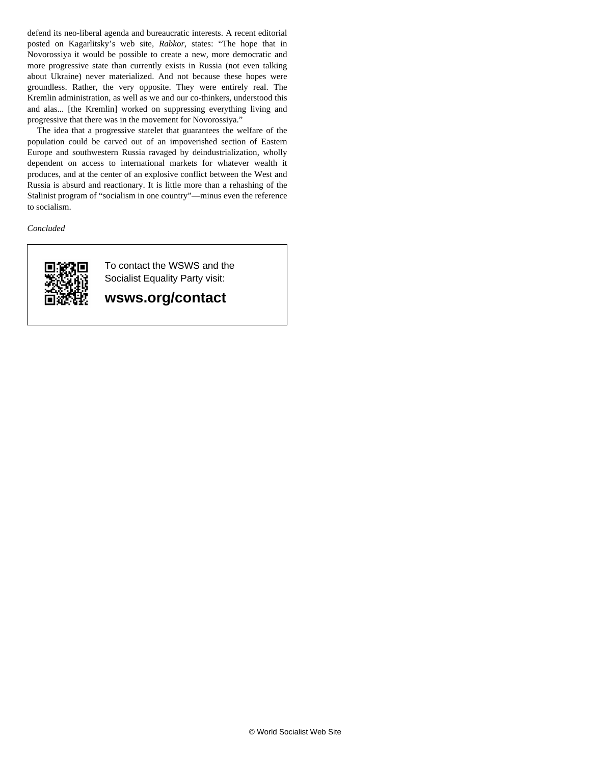defend its neo-liberal agenda and bureaucratic interests. A recent editorial posted on Kagarlitsky's web site, *Rabkor*, states: "The hope that in Novorossiya it would be possible to create a new, more democratic and more progressive state than currently exists in Russia (not even talking about Ukraine) never materialized. And not because these hopes were groundless. Rather, the very opposite. They were entirely real. The Kremlin administration, as well as we and our co-thinkers, understood this and alas... [the Kremlin] worked on suppressing everything living and progressive that there was in the movement for Novorossiya."

The idea that a progressive statelet that guarantees the welfare of the population could be carved out of an impoverished section of Eastern Europe and southwestern Russia ravaged by deindustrialization, wholly dependent on access to international markets for whatever wealth it produces, and at the center of an explosive conflict between the West and Russia is absurd and reactionary. It is little more than a rehashing of the Stalinist program of "socialism in one country"—minus even the reference to socialism.

*Concluded*

To contact the WSWS and the Socialist Equality Party visit:

**wsws.org/contact**